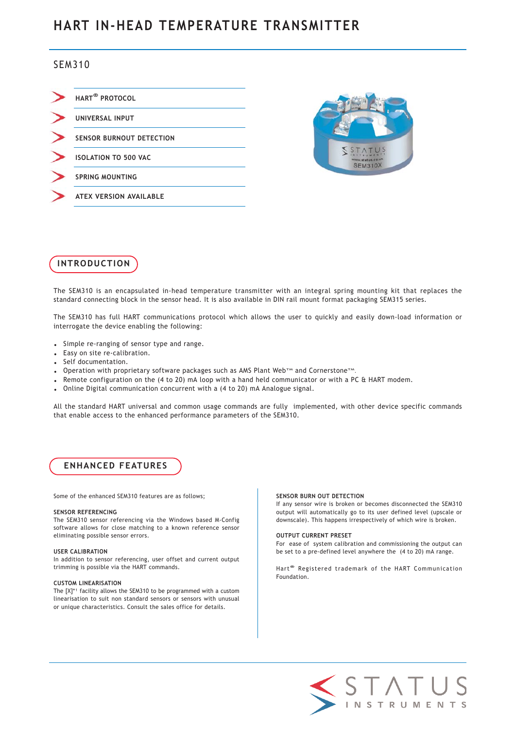# HART IN-HEAD TEMPERATURE TRANSMITTER

## SEM310

- HART® PROTOCOL
- UNIVERSAL INPUT
- SENSOR BURNOUT DETECTION
- ISOLATION TO 500 VAC
- SPRING MOUNTING
- ATEX VERSION AVAILABLE

## INTRODUCTION

The SEM310 is an encapsulated in-head temperature transmitter with an integral spring mounting kit that replaces the standard connecting block in the sensor head. It is also available in DIN rail mount format packaging SEM315 series.

The SEM310 has full HART communications protocol which allows the user to quickly and easily down-load information or interrogate the device enabling the following:

- Simple re-ranging of sensor type and range.
- Easy on site re-calibration.
- Self documentation.
- Operation with proprietary software packages such as AMS Plant Web™ and Cornerstone™.
- Remote configuration on the (4 to 20) mA loop with a hand held communicator or with a PC & HART modem.
- Online Digital communication concurrent with a (4 to 20) mA Analogue signal.

All the standard HART universal and common usage commands are fully implemented, with other device specific commands that enable access to the enhanced performance parameters of the SEM310.

## ENHANCED FEATURES

Some of the enhanced SEM310 features are as follows;

**SENSOR REFERENCING**
The SEM310 sensor referencing via the Windows based M-Config software allows for close matching to a known reference sensor eliminating possible sensor errors.

**USER CALIBRATION**
In addition to sensor referencing, user offset and current output trimming is possible via the HART commands.

**CUSTOM LINEARISATION**
The [X]*[1] facility allows the SEM310 to be programmed with a custom linearisation to suit non standard sensors or sensors with unusual or unique characteristics. Consult the sales office for details.

**SENSOR BURN OUT DETECTION**
If any sensor wire is broken or becomes disconnected the SEM310 output will automatically go to its user defined level (upscale or downscale). This happens irrespectively of which wire is broken.

**OUTPUT CURRENT PRESET**
For ease of system calibration and commissioning the output can be set to a pre-defined level anywhere the (4 to 20) mA range.

Hart® Registered trademark of the HART Communication Foundation.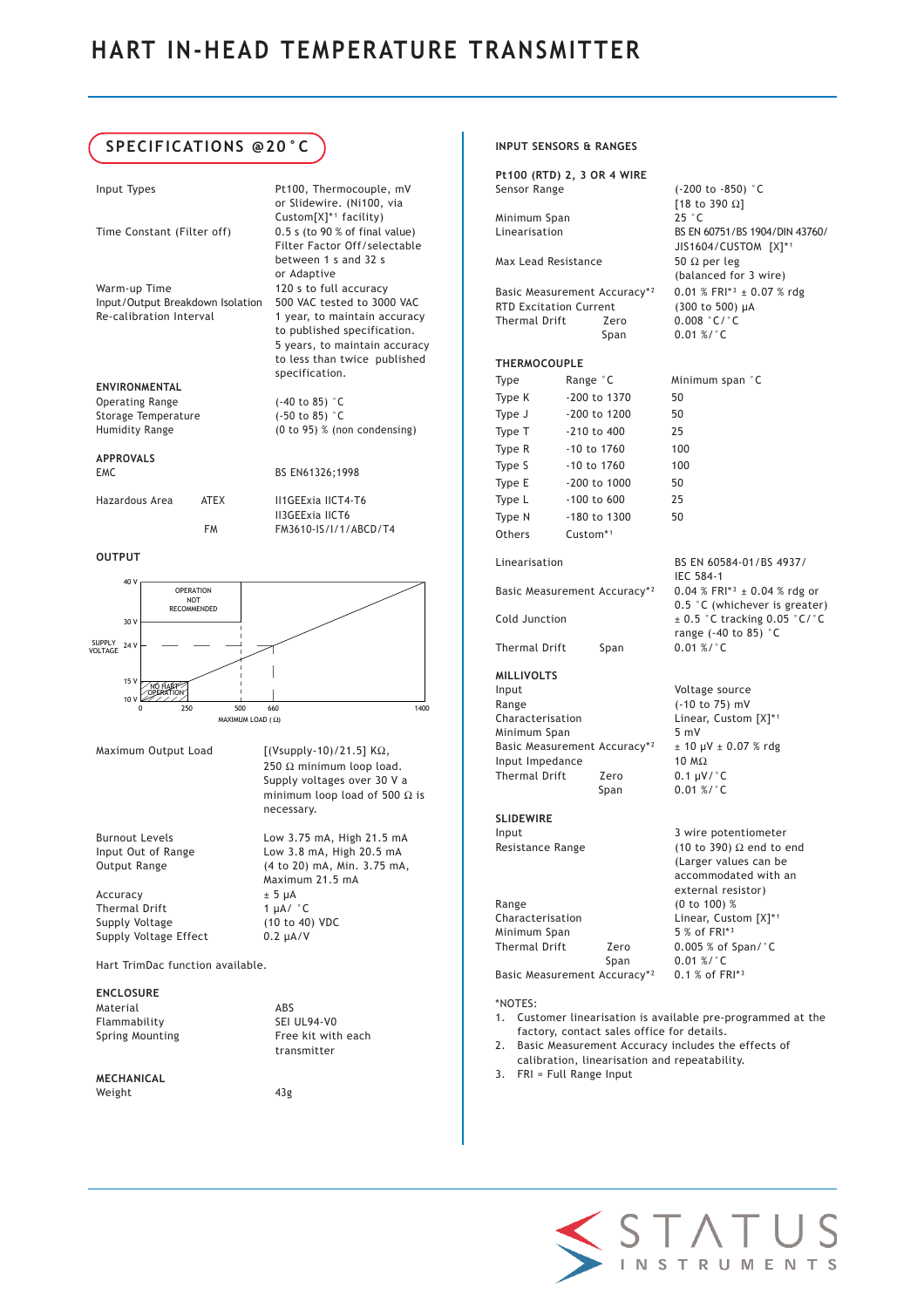# HART IN-HEAD TEMPERATURE TRANSMITTER

## SPECIFICATIONS @20 °C

| | |
|---|---|
| Input Types | Pt100, Thermocouple, mV or Slidewire. (Ni100, via Custom[X]*1 facility) |
| Time Constant (Filter off) | 0.5 s (to 90 % of final value) Filter Factor Off/selectable between 1 s and 32 s or Adaptive |
| Warm-up Time | 120 s to full accuracy |
| Input/Output Breakdown Isolation | 500 VAC tested to 3000 VAC |
| Re-calibration Interval | 1 year, to maintain accuracy to published specification. 5 years, to maintain accuracy to less than twice published specification. |

### ENVIRONMENTAL

| | |
|---|---|
| Operating Range | (-40 to 85) °C |
| Storage Temperature | (-50 to 85) °C |
| Humidity Range | (0 to 95) % (non condensing) |

### APPROVALS

| | | |
|---|---|---|
| EMC | | BS EN61326;1998 |
| Hazardous Area | ATEX | II1GEExia IICT4-T6 II3GEExia IICT6 |
| | FM | FM3610-IS/I/1/ABCD/T4 |

### OUTPUT

| | |
|---|---|
| Maximum Output Load | [(Vsupply-10)/21.5] KΩ, 250 Ω minimum loop load. Supply voltages over 30 V a minimum loop load of 500 Ω is necessary. |
| Burnout Levels | Low 3.75 mA, High 21.5 mA |
| Input Out of Range | Low 3.8 mA, High 20.5 mA |
| Output Range | (4 to 20) mA, Min. 3.75 mA, Maximum 21.5 mA |
| Accuracy | ± 5 μA |
| Thermal Drift | 1 μA/ °C |
| Supply Voltage | (10 to 40) VDC |
| Supply Voltage Effect | 0.2 μA/V |

Hart TrimDac function available.

### ENCLOSURE

| | |
|---|---|
| Material | ABS |
| Flammability | SEI UL94-V0 |
| Spring Mounting | Free kit with each transmitter |

### MECHANICAL

| | |
|---|---|
| Weight | 43g |

## INPUT SENSORS & RANGES

### Pt100 (RTD) 2, 3 OR 4 WIRE

| | | |
|---|---|---|
| Sensor Range | | (-200 to -850) °C [18 to 390 Ω] |
| Minimum Span | | 25 °C |
| Linearisation | | BS EN 60751/BS 1904/DIN 43760/ JIS1604/CUSTOM [X]*1 |
| Max Lead Resistance | | 50 Ω per leg (balanced for 3 wire) |
| Basic Measurement Accuracy*2 | | 0.01 % FRI*3 ± 0.07 % rdg |
| RTD Excitation Current | | (300 to 500) μA |
| Thermal Drift | Zero | 0.008 °C/°C |
| | Span | 0.01 %/°C |

### THERMOCOUPLE

| Type | Range °C | Minimum span °C |
|---|---|---|
| Type K | -200 to 1370 | 50 |
| Type J | -200 to 1200 | 50 |
| Type T | -210 to 400 | 25 |
| Type R | -10 to 1760 | 100 |
| Type S | -10 to 1760 | 100 |
| Type E | -200 to 1000 | 50 |
| Type L | -100 to 600 | 25 |
| Type N | -180 to 1300 | 50 |
| Others | Custom*1 | |

| | | |
|---|---|---|
| Linearisation | | BS EN 60584-01/BS 4937/ IEC 584-1 |
| Basic Measurement Accuracy*2 | | 0.04 % FRI*3 ± 0.04 % rdg or 0.5 °C (whichever is greater) |
| Cold Junction | | ± 0.5 °C tracking 0.05 °C/°C range (-40 to 85) °C |
| Thermal Drift | Span | 0.01 %/°C |

### MILLIVOLTS

| | | |
|---|---|---|
| Input | | Voltage source |
| Range | | (-10 to 75) mV |
| Characterisation | | Linear, Custom [X]*1 |
| Minimum Span | | 5 mV |
| Basic Measurement Accuracy*2 | | ± 10 μV ± 0.07 % rdg |
| Input Impedance | | 10 MΩ |
| Thermal Drift | Zero | 0.1 μV/°C |
| | Span | 0.01 %/°C |

### SLIDEWIRE

| | | |
|---|---|---|
| Input | | 3 wire potentiometer |
| Resistance Range | | (10 to 390) Ω end to end (Larger values can be accommodated with an external resistor) |
| Range | | (0 to 100) % |
| Characterisation | | Linear, Custom [X]*1 |
| Minimum Span | | 5 % of FRI*3 |
| Thermal Drift | Zero | 0.005 % of Span/°C |
| | Span | 0.01 %/°C |
| Basic Measurement Accuracy*2 | | 0.1 % of FRI*3 |

*NOTES:

1. Customer linearisation is available pre-programmed at the factory, contact sales office for details.
2. Basic Measurement Accuracy includes the effects of calibration, linearisation and repeatability.
3. FRI = Full Range Input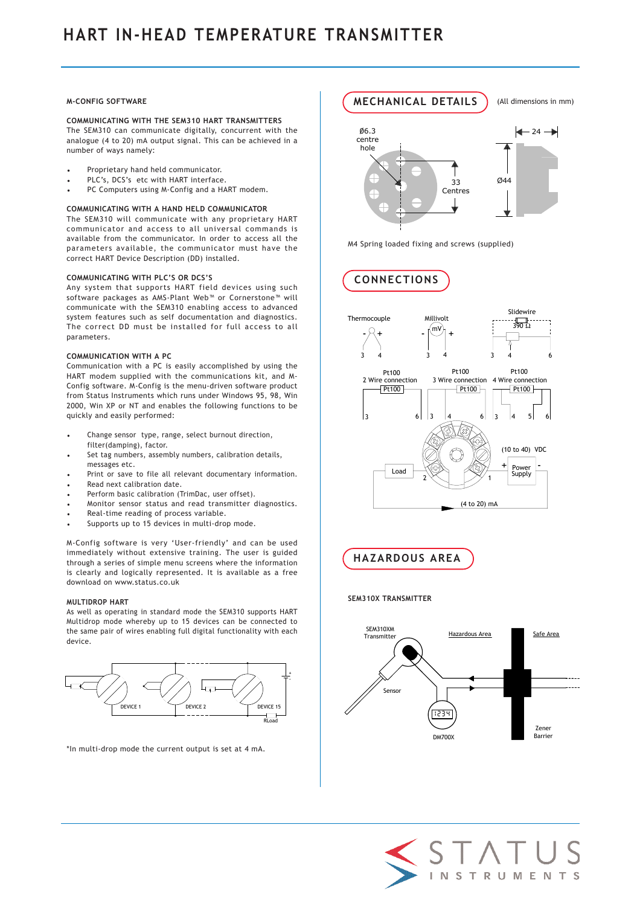# HART IN-HEAD TEMPERATURE TRANSMITTER

#### M-CONFIG SOFTWARE

#### COMMUNICATING WITH THE SEM310 HART TRANSMITTERS

The SEM310 can communicate digitally, concurrent with the analogue (4 to 20) mA output signal. This can be achieved in a number of ways namely:

- Proprietary hand held communicator.
- PLC's, DCS's etc with HART interface.
- PC Computers using M-Config and a HART modem.

#### COMMUNICATING WITH A HAND HELD COMMUNICATOR

The SEM310 will communicate with any proprietary HART communicator and access to all universal commands is available from the communicator. In order to access all the parameters available, the communicator must have the correct HART Device Description (DD) installed.

#### COMMUNICATING WITH PLC'S OR DCS'S

Any system that supports HART field devices using such software packages as AMS-Plant Web™ or Cornerstone™ will communicate with the SEM310 enabling access to advanced system features such as self documentation and diagnostics. The correct DD must be installed for full access to all parameters.

#### COMMUNICATION WITH A PC

Communication with a PC is easily accomplished by using the HART modem supplied with the communications kit, and M-Config software. M-Config is the menu-driven software product from Status Instruments which runs under Windows 95, 98, Win 2000, Win XP or NT and enables the following functions to be quickly and easily performed:

- Change sensor type, range, select burnout direction, filter(damping), factor.
- Set tag numbers, assembly numbers, calibration details, messages etc.
- Print or save to file all relevant documentary information.
- Read next calibration date.
- Perform basic calibration (TrimDac, user offset).
- Monitor sensor status and read transmitter diagnostics.
- Real-time reading of process variable.
- Supports up to 15 devices in multi-drop mode.

M-Config software is very 'User-friendly' and can be used immediately without extensive training. The user is guided through a series of simple menu screens where the information is clearly and logically represented. It is available as a free download on www.status.co.uk

#### MULTIDROP HART

As well as operating in standard mode the SEM310 supports HART Multidrop mode whereby up to 15 devices can be connected to the same pair of wires enabling full digital functionality with each device.

DEVICE 1 — DEVICE 2 — DEVICE 15 — RLoad

*In multi-drop mode the current output is set at 4 mA.

## MECHANICAL DETAILS

(All dimensions in mm)

Ø6.3 centre hole — 33 Centres — Ø44 — 24

M4 Spring loaded fixing and screws (supplied)

## CONNECTIONS

Thermocouple (3 -, 4 +) — Millivolt (3 -, 4 +) — Slidewire 390 Ω (3, 4, 6)

Pt100 2 Wire connection (3, 6) — Pt100 3 Wire connection (3, 4, 6) — Pt100 4 Wire connection (3, 4, 5, 6)

Load (2) — Power Supply (10 to 40) VDC (+ 1, -) — (4 to 20) mA

## HAZARDOUS AREA

#### SEM310X TRANSMITTER

SEM310XM Transmitter — Sensor — DM700X — Hazardous Area — Safe Area — Zener Barrier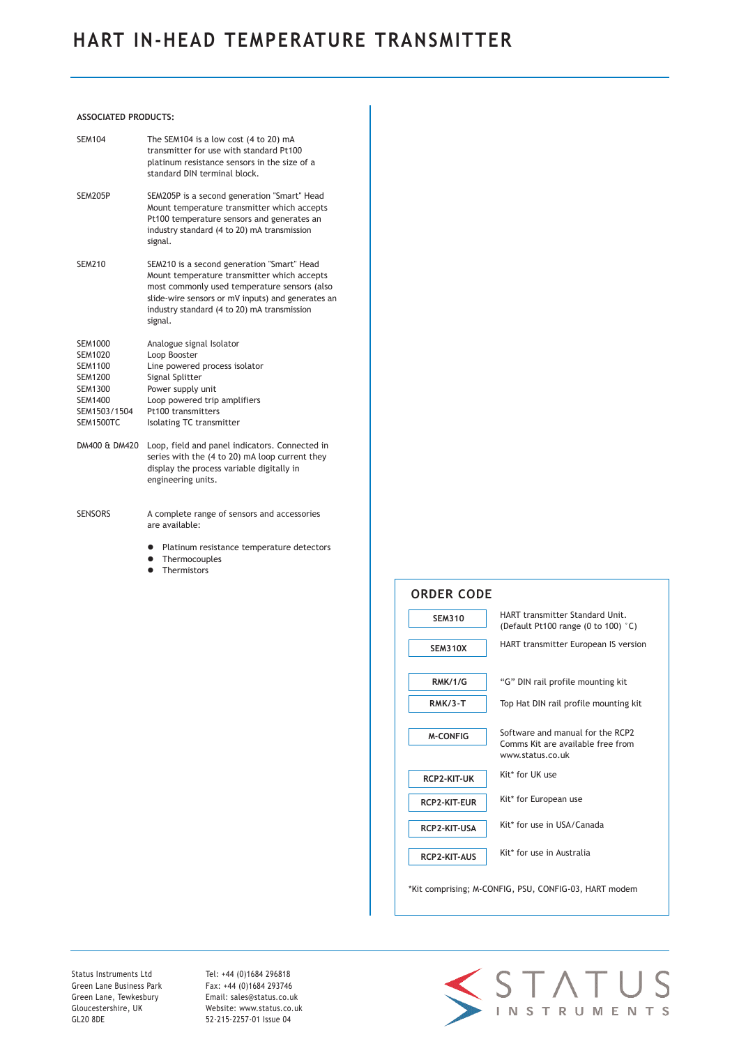# HART IN-HEAD TEMPERATURE TRANSMITTER

**ASSOCIATED PRODUCTS:**

| | |
|---|---|
| SEM104 | The SEM104 is a low cost (4 to 20) mA transmitter for use with standard Pt100 platinum resistance sensors in the size of a standard DIN terminal block. |
| SEM205P | SEM205P is a second generation "Smart" Head Mount temperature transmitter which accepts Pt100 temperature sensors and generates an industry standard (4 to 20) mA transmission signal. |
| SEM210 | SEM210 is a second generation "Smart" Head Mount temperature transmitter which accepts most commonly used temperature sensors (also slide-wire sensors or mV inputs) and generates an industry standard (4 to 20) mA transmission signal. |
| SEM1000 | Analogue signal Isolator |
| SEM1020 | Loop Booster |
| SEM1100 | Line powered process isolator |
| SEM1200 | Signal Splitter |
| SEM1300 | Power supply unit |
| SEM1400 | Loop powered trip amplifiers |
| SEM1503/1504 | Pt100 transmitters |
| SEM1500TC | Isolating TC transmitter |
| DM400 & DM420 | Loop, field and panel indicators. Connected in series with the (4 to 20) mA loop current they display the process variable digitally in engineering units. |
| SENSORS | A complete range of sensors and accessories are available: |

- Platinum resistance temperature detectors
- Thermocouples
- Thermistors

## ORDER CODE

| | |
|---|---|
| **SEM310** | HART transmitter Standard Unit. (Default Pt100 range (0 to 100) °C) |
| **SEM310X** | HART transmitter European IS version |
| **RMK/1/G** | "G" DIN rail profile mounting kit |
| **RMK/3-T** | Top Hat DIN rail profile mounting kit |
| **M-CONFIG** | Software and manual for the RCP2 Comms Kit are available free from www.status.co.uk |
| **RCP2-KIT-UK** | Kit* for UK use |
| **RCP2-KIT-EUR** | Kit* for European use |
| **RCP2-KIT-USA** | Kit* for use in USA/Canada |
| **RCP2-KIT-AUS** | Kit* for use in Australia |

*Kit comprising; M-CONFIG, PSU, CONFIG-03, HART modem

Status Instruments Ltd
Green Lane Business Park
Green Lane, Tewkesbury
Gloucestershire, UK
GL20 8DE

Tel: +44 (0)1684 296818
Fax: +44 (0)1684 293746
Email: sales@status.co.uk
Website: www.status.co.uk
52-215-2257-01 Issue 04

STATUS INSTRUMENTS